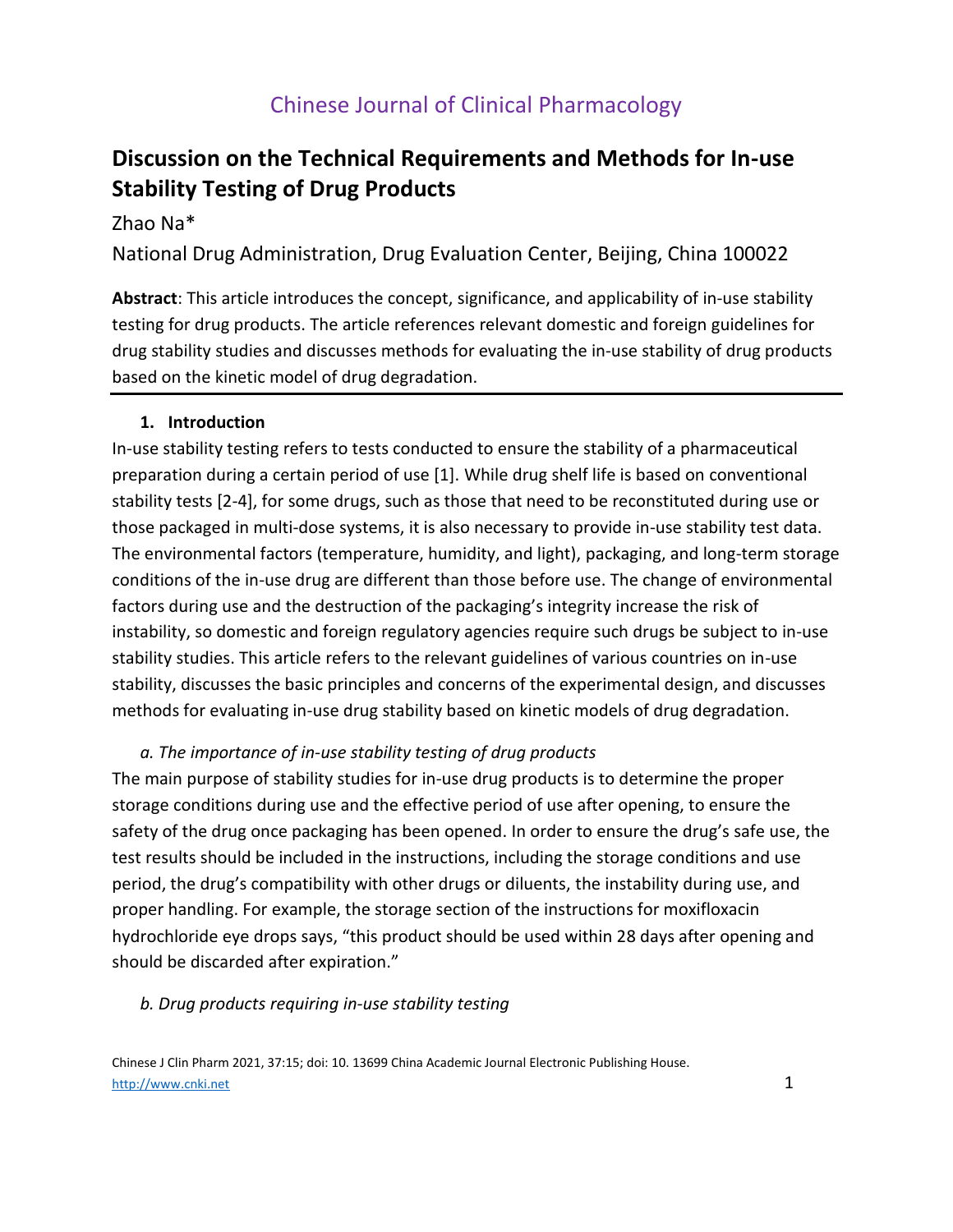Chinese Journal of Clinical Pharmacology

# Discussion on the Technical Requirements and Methods for In-use Stability Testing of Drug Products

Zhao Na*

National Drug Administration, Drug Evaluation Center, Beijing, China 100022

**Abstract**: This article introduces the concept, significance, and applicability of in-use stability testing for drug products. The article references relevant domestic and foreign guidelines for drug stability studies and discusses methods for evaluating the in-use stability of drug products based on the kinetic model of drug degradation.

## 1. Introduction

In-use stability testing refers to tests conducted to ensure the stability of a pharmaceutical preparation during a certain period of use [1]. While drug shelf life is based on conventional stability tests [2-4], for some drugs, such as those that need to be reconstituted during use or those packaged in multi-dose systems, it is also necessary to provide in-use stability test data. The environmental factors (temperature, humidity, and light), packaging, and long-term storage conditions of the in-use drug are different than those before use. The change of environmental factors during use and the destruction of the packaging's integrity increase the risk of instability, so domestic and foreign regulatory agencies require such drugs be subject to in-use stability studies. This article refers to the relevant guidelines of various countries on in-use stability, discusses the basic principles and concerns of the experimental design, and discusses methods for evaluating in-use drug stability based on kinetic models of drug degradation.

### *a. The importance of in-use stability testing of drug products*

The main purpose of stability studies for in-use drug products is to determine the proper storage conditions during use and the effective period of use after opening, to ensure the safety of the drug once packaging has been opened. In order to ensure the drug's safe use, the test results should be included in the instructions, including the storage conditions and use period, the drug's compatibility with other drugs or diluents, the instability during use, and proper handling. For example, the storage section of the instructions for moxifloxacin hydrochloride eye drops says, "this product should be used within 28 days after opening and should be discarded after expiration."

### *b. Drug products requiring in-use stability testing*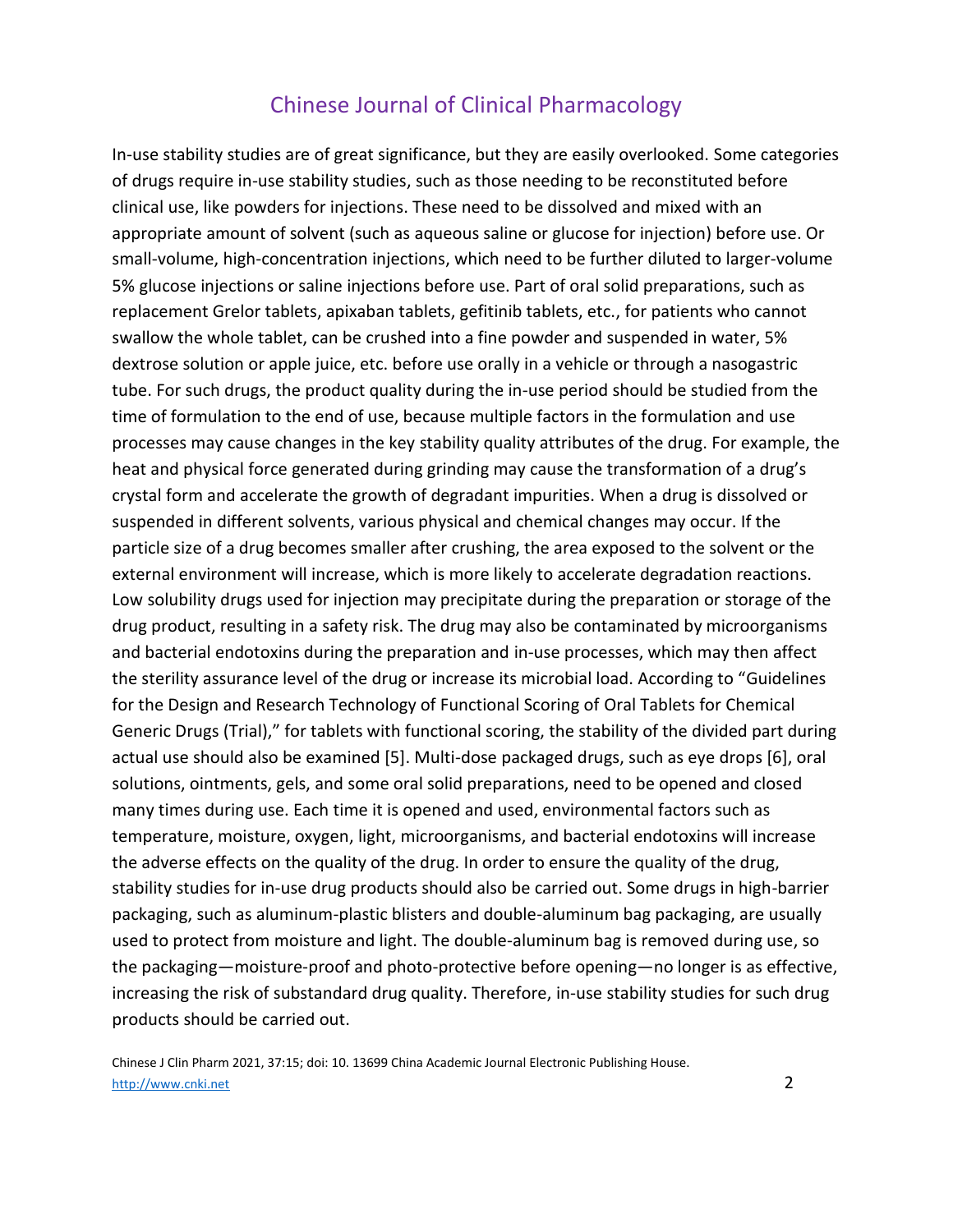In-use stability studies are of great significance, but they are easily overlooked. Some categories of drugs require in-use stability studies, such as those needing to be reconstituted before clinical use, like powders for injections. These need to be dissolved and mixed with an appropriate amount of solvent (such as aqueous saline or glucose for injection) before use. Or small-volume, high-concentration injections, which need to be further diluted to larger-volume 5% glucose injections or saline injections before use. Part of oral solid preparations, such as replacement Grelor tablets, apixaban tablets, gefitinib tablets, etc., for patients who cannot swallow the whole tablet, can be crushed into a fine powder and suspended in water, 5% dextrose solution or apple juice, etc. before use orally in a vehicle or through a nasogastric tube. For such drugs, the product quality during the in-use period should be studied from the time of formulation to the end of use, because multiple factors in the formulation and use processes may cause changes in the key stability quality attributes of the drug. For example, the heat and physical force generated during grinding may cause the transformation of a drug's crystal form and accelerate the growth of degradant impurities. When a drug is dissolved or suspended in different solvents, various physical and chemical changes may occur. If the particle size of a drug becomes smaller after crushing, the area exposed to the solvent or the external environment will increase, which is more likely to accelerate degradation reactions. Low solubility drugs used for injection may precipitate during the preparation or storage of the drug product, resulting in a safety risk. The drug may also be contaminated by microorganisms and bacterial endotoxins during the preparation and in-use processes, which may then affect the sterility assurance level of the drug or increase its microbial load. According to "Guidelines for the Design and Research Technology of Functional Scoring of Oral Tablets for Chemical Generic Drugs (Trial)," for tablets with functional scoring, the stability of the divided part during actual use should also be examined [5]. Multi-dose packaged drugs, such as eye drops [6], oral solutions, ointments, gels, and some oral solid preparations, need to be opened and closed many times during use. Each time it is opened and used, environmental factors such as temperature, moisture, oxygen, light, microorganisms, and bacterial endotoxins will increase the adverse effects on the quality of the drug. In order to ensure the quality of the drug, stability studies for in-use drug products should also be carried out. Some drugs in high-barrier packaging, such as aluminum-plastic blisters and double-aluminum bag packaging, are usually used to protect from moisture and light. The double-aluminum bag is removed during use, so the packaging—moisture-proof and photo-protective before opening—no longer is as effective, increasing the risk of substandard drug quality. Therefore, in-use stability studies for such drug products should be carried out.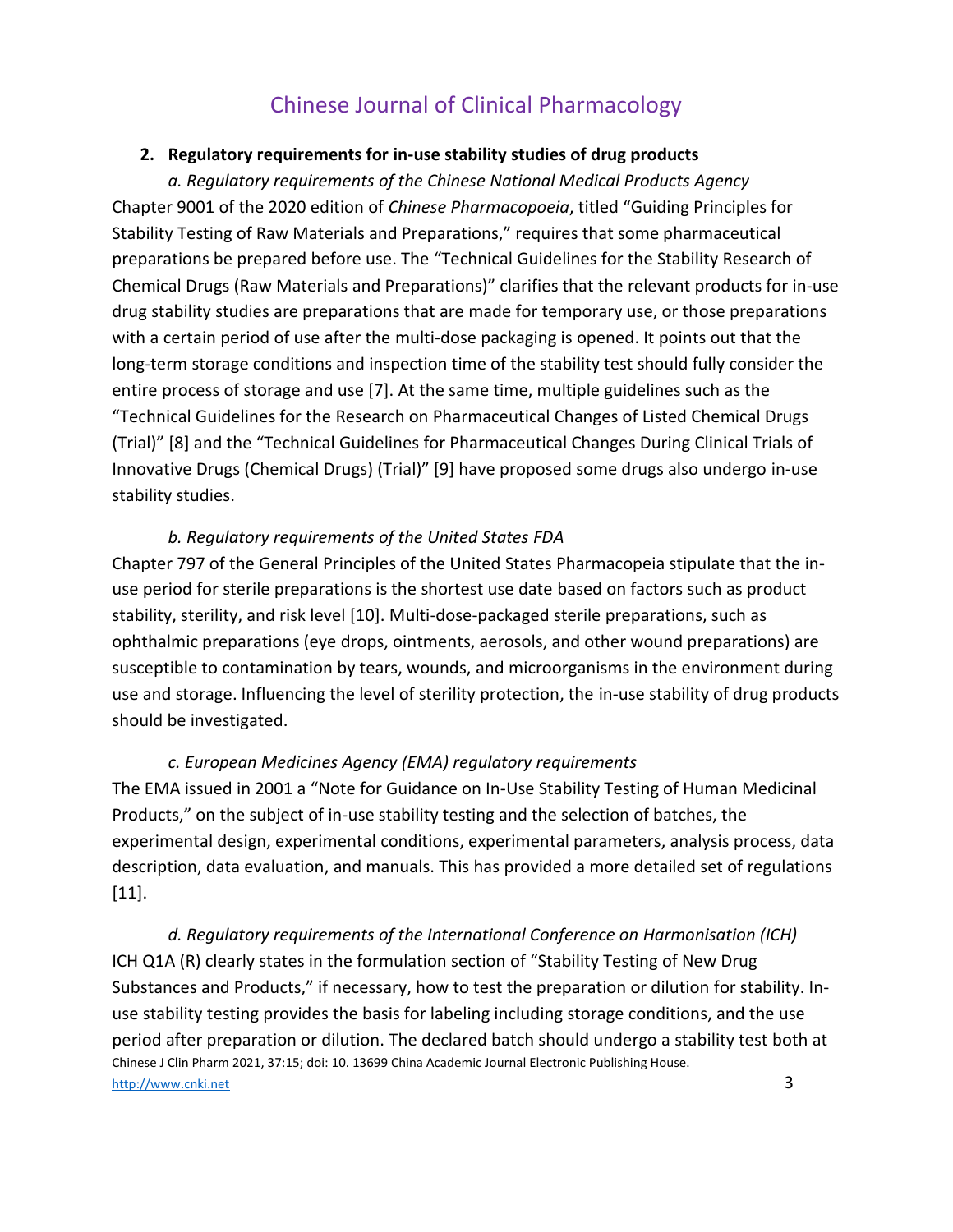## 2. Regulatory requirements for in-use stability studies of drug products

*a. Regulatory requirements of the Chinese National Medical Products Agency*

Chapter 9001 of the 2020 edition of *Chinese Pharmacopoeia*, titled "Guiding Principles for Stability Testing of Raw Materials and Preparations," requires that some pharmaceutical preparations be prepared before use. The "Technical Guidelines for the Stability Research of Chemical Drugs (Raw Materials and Preparations)" clarifies that the relevant products for in-use drug stability studies are preparations that are made for temporary use, or those preparations with a certain period of use after the multi-dose packaging is opened. It points out that the long-term storage conditions and inspection time of the stability test should fully consider the entire process of storage and use [7]. At the same time, multiple guidelines such as the "Technical Guidelines for the Research on Pharmaceutical Changes of Listed Chemical Drugs (Trial)" [8] and the "Technical Guidelines for Pharmaceutical Changes During Clinical Trials of Innovative Drugs (Chemical Drugs) (Trial)" [9] have proposed some drugs also undergo in-use stability studies.

*b. Regulatory requirements of the United States FDA*

Chapter 797 of the General Principles of the United States Pharmacopeia stipulate that the in-use period for sterile preparations is the shortest use date based on factors such as product stability, sterility, and risk level [10]. Multi-dose-packaged sterile preparations, such as ophthalmic preparations (eye drops, ointments, aerosols, and other wound preparations) are susceptible to contamination by tears, wounds, and microorganisms in the environment during use and storage. Influencing the level of sterility protection, the in-use stability of drug products should be investigated.

*c. European Medicines Agency (EMA) regulatory requirements*

The EMA issued in 2001 a "Note for Guidance on In-Use Stability Testing of Human Medicinal Products," on the subject of in-use stability testing and the selection of batches, the experimental design, experimental conditions, experimental parameters, analysis process, data description, data evaluation, and manuals. This has provided a more detailed set of regulations [11].

*d. Regulatory requirements of the International Conference on Harmonisation (ICH)*

ICH Q1A (R) clearly states in the formulation section of "Stability Testing of New Drug Substances and Products," if necessary, how to test the preparation or dilution for stability. In-use stability testing provides the basis for labeling including storage conditions, and the use period after preparation or dilution. The declared batch should undergo a stability test both at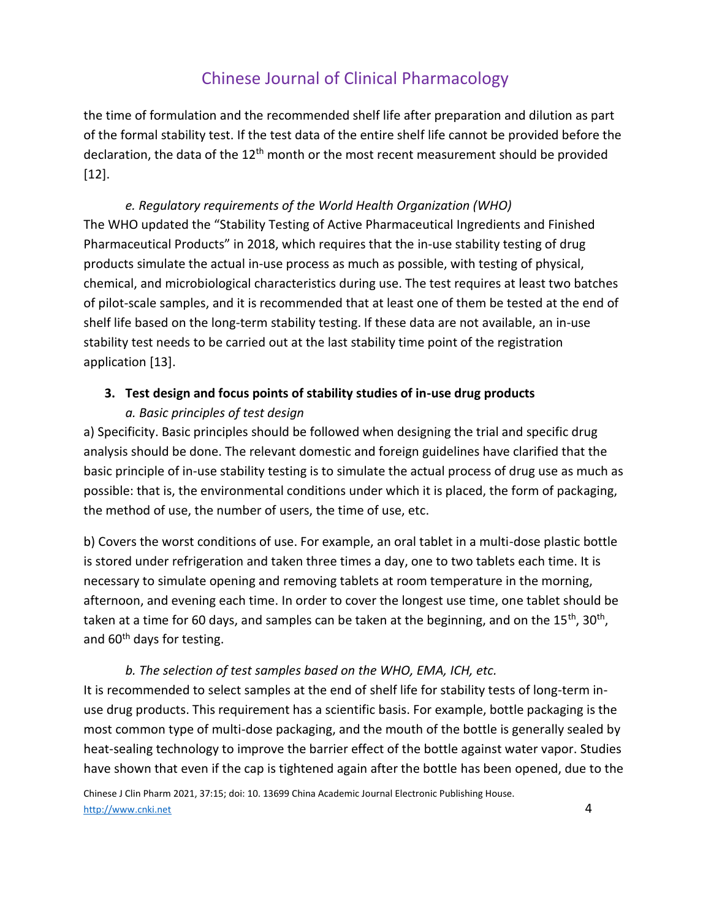the time of formulation and the recommended shelf life after preparation and dilution as part of the formal stability test. If the test data of the entire shelf life cannot be provided before the declaration, the data of the 12th month or the most recent measurement should be provided [12].

*e. Regulatory requirements of the World Health Organization (WHO)*

The WHO updated the "Stability Testing of Active Pharmaceutical Ingredients and Finished Pharmaceutical Products" in 2018, which requires that the in-use stability testing of drug products simulate the actual in-use process as much as possible, with testing of physical, chemical, and microbiological characteristics during use. The test requires at least two batches of pilot-scale samples, and it is recommended that at least one of them be tested at the end of shelf life based on the long-term stability testing. If these data are not available, an in-use stability test needs to be carried out at the last stability time point of the registration application [13].

## 3. Test design and focus points of stability studies of in-use drug products

*a. Basic principles of test design*

a) Specificity. Basic principles should be followed when designing the trial and specific drug analysis should be done. The relevant domestic and foreign guidelines have clarified that the basic principle of in-use stability testing is to simulate the actual process of drug use as much as possible: that is, the environmental conditions under which it is placed, the form of packaging, the method of use, the number of users, the time of use, etc.

b) Covers the worst conditions of use. For example, an oral tablet in a multi-dose plastic bottle is stored under refrigeration and taken three times a day, one to two tablets each time. It is necessary to simulate opening and removing tablets at room temperature in the morning, afternoon, and evening each time. In order to cover the longest use time, one tablet should be taken at a time for 60 days, and samples can be taken at the beginning, and on the 15th, 30th, and 60th days for testing.

*b. The selection of test samples based on the WHO, EMA, ICH, etc.*

It is recommended to select samples at the end of shelf life for stability tests of long-term in-use drug products. This requirement has a scientific basis. For example, bottle packaging is the most common type of multi-dose packaging, and the mouth of the bottle is generally sealed by heat-sealing technology to improve the barrier effect of the bottle against water vapor. Studies have shown that even if the cap is tightened again after the bottle has been opened, due to the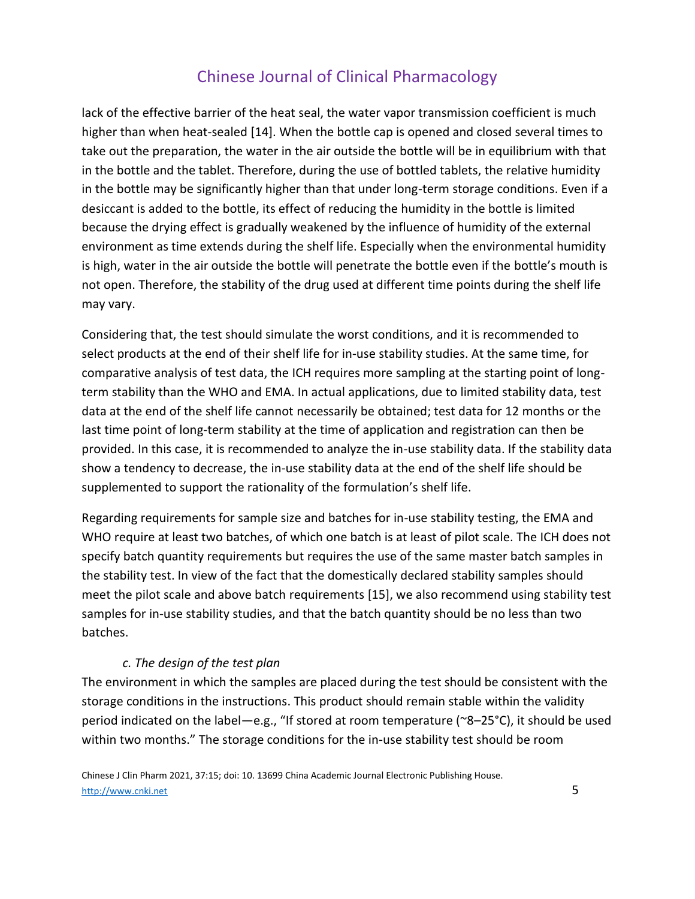lack of the effective barrier of the heat seal, the water vapor transmission coefficient is much higher than when heat-sealed [14]. When the bottle cap is opened and closed several times to take out the preparation, the water in the air outside the bottle will be in equilibrium with that in the bottle and the tablet. Therefore, during the use of bottled tablets, the relative humidity in the bottle may be significantly higher than that under long-term storage conditions. Even if a desiccant is added to the bottle, its effect of reducing the humidity in the bottle is limited because the drying effect is gradually weakened by the influence of humidity of the external environment as time extends during the shelf life. Especially when the environmental humidity is high, water in the air outside the bottle will penetrate the bottle even if the bottle's mouth is not open. Therefore, the stability of the drug used at different time points during the shelf life may vary.

Considering that, the test should simulate the worst conditions, and it is recommended to select products at the end of their shelf life for in-use stability studies. At the same time, for comparative analysis of test data, the ICH requires more sampling at the starting point of long-term stability than the WHO and EMA. In actual applications, due to limited stability data, test data at the end of the shelf life cannot necessarily be obtained; test data for 12 months or the last time point of long-term stability at the time of application and registration can then be provided. In this case, it is recommended to analyze the in-use stability data. If the stability data show a tendency to decrease, the in-use stability data at the end of the shelf life should be supplemented to support the rationality of the formulation's shelf life.

Regarding requirements for sample size and batches for in-use stability testing, the EMA and WHO require at least two batches, of which one batch is at least of pilot scale. The ICH does not specify batch quantity requirements but requires the use of the same master batch samples in the stability test. In view of the fact that the domestically declared stability samples should meet the pilot scale and above batch requirements [15], we also recommend using stability test samples for in-use stability studies, and that the batch quantity should be no less than two batches.

*c. The design of the test plan*

The environment in which the samples are placed during the test should be consistent with the storage conditions in the instructions. This product should remain stable within the validity period indicated on the label—e.g., "If stored at room temperature (~8–25°C), it should be used within two months." The storage conditions for the in-use stability test should be room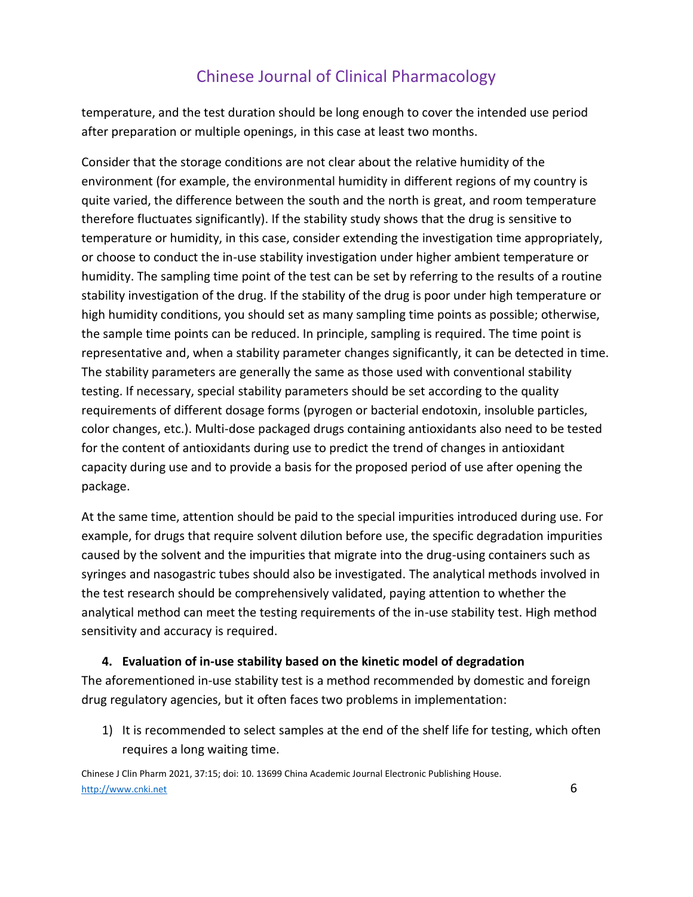temperature, and the test duration should be long enough to cover the intended use period after preparation or multiple openings, in this case at least two months.

Consider that the storage conditions are not clear about the relative humidity of the environment (for example, the environmental humidity in different regions of my country is quite varied, the difference between the south and the north is great, and room temperature therefore fluctuates significantly). If the stability study shows that the drug is sensitive to temperature or humidity, in this case, consider extending the investigation time appropriately, or choose to conduct the in-use stability investigation under higher ambient temperature or humidity. The sampling time point of the test can be set by referring to the results of a routine stability investigation of the drug. If the stability of the drug is poor under high temperature or high humidity conditions, you should set as many sampling time points as possible; otherwise, the sample time points can be reduced. In principle, sampling is required. The time point is representative and, when a stability parameter changes significantly, it can be detected in time. The stability parameters are generally the same as those used with conventional stability testing. If necessary, special stability parameters should be set according to the quality requirements of different dosage forms (pyrogen or bacterial endotoxin, insoluble particles, color changes, etc.). Multi-dose packaged drugs containing antioxidants also need to be tested for the content of antioxidants during use to predict the trend of changes in antioxidant capacity during use and to provide a basis for the proposed period of use after opening the package.

At the same time, attention should be paid to the special impurities introduced during use. For example, for drugs that require solvent dilution before use, the specific degradation impurities caused by the solvent and the impurities that migrate into the drug-using containers such as syringes and nasogastric tubes should also be investigated. The analytical methods involved in the test research should be comprehensively validated, paying attention to whether the analytical method can meet the testing requirements of the in-use stability test. High method sensitivity and accuracy is required.

**4. Evaluation of in-use stability based on the kinetic model of degradation**

The aforementioned in-use stability test is a method recommended by domestic and foreign drug regulatory agencies, but it often faces two problems in implementation:

1) It is recommended to select samples at the end of the shelf life for testing, which often requires a long waiting time.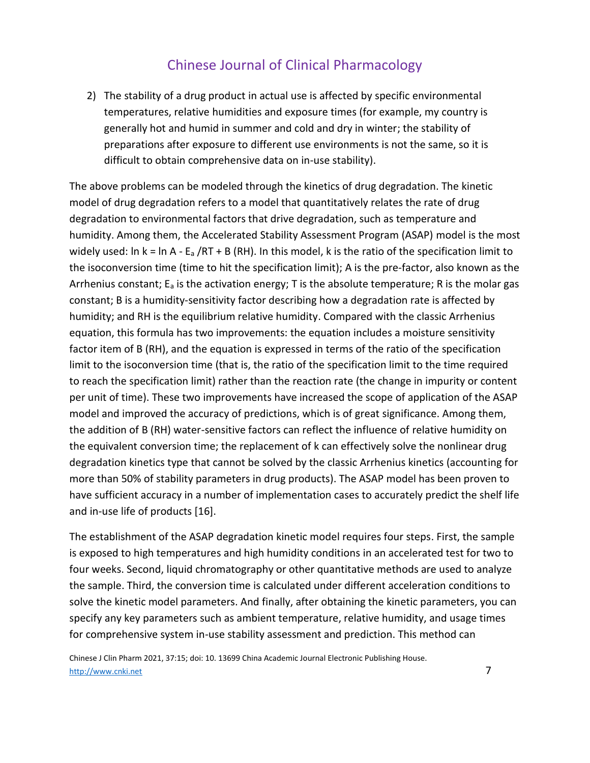2) The stability of a drug product in actual use is affected by specific environmental temperatures, relative humidities and exposure times (for example, my country is generally hot and humid in summer and cold and dry in winter; the stability of preparations after exposure to different use environments is not the same, so it is difficult to obtain comprehensive data on in-use stability).

The above problems can be modeled through the kinetics of drug degradation. The kinetic model of drug degradation refers to a model that quantitatively relates the rate of drug degradation to environmental factors that drive degradation, such as temperature and humidity. Among them, the Accelerated Stability Assessment Program (ASAP) model is the most widely used: $\ln k = \ln A - E_a/RT + B(RH)$. In this model, k is the ratio of the specification limit to the isoconversion time (time to hit the specification limit); A is the pre-factor, also known as the Arrhenius constant; $E_a$ is the activation energy; T is the absolute temperature; R is the molar gas constant; B is a humidity-sensitivity factor describing how a degradation rate is affected by humidity; and RH is the equilibrium relative humidity. Compared with the classic Arrhenius equation, this formula has two improvements: the equation includes a moisture sensitivity factor item of B (RH), and the equation is expressed in terms of the ratio of the specification limit to the isoconversion time (that is, the ratio of the specification limit to the time required to reach the specification limit) rather than the reaction rate (the change in impurity or content per unit of time). These two improvements have increased the scope of application of the ASAP model and improved the accuracy of predictions, which is of great significance. Among them, the addition of B (RH) water-sensitive factors can reflect the influence of relative humidity on the equivalent conversion time; the replacement of k can effectively solve the nonlinear drug degradation kinetics type that cannot be solved by the classic Arrhenius kinetics (accounting for more than 50% of stability parameters in drug products). The ASAP model has been proven to have sufficient accuracy in a number of implementation cases to accurately predict the shelf life and in-use life of products [16].

The establishment of the ASAP degradation kinetic model requires four steps. First, the sample is exposed to high temperatures and high humidity conditions in an accelerated test for two to four weeks. Second, liquid chromatography or other quantitative methods are used to analyze the sample. Third, the conversion time is calculated under different acceleration conditions to solve the kinetic model parameters. And finally, after obtaining the kinetic parameters, you can specify any key parameters such as ambient temperature, relative humidity, and usage times for comprehensive system in-use stability assessment and prediction. This method can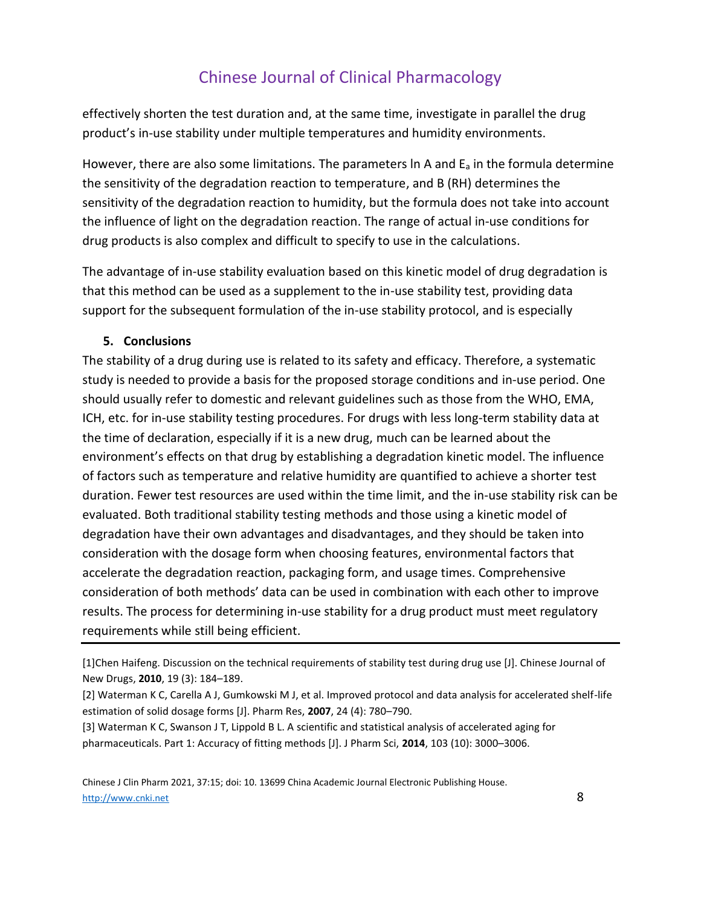effectively shorten the test duration and, at the same time, investigate in parallel the drug product's in-use stability under multiple temperatures and humidity environments.

However, there are also some limitations. The parameters ln A and $E_a$ in the formula determine the sensitivity of the degradation reaction to temperature, and B (RH) determines the sensitivity of the degradation reaction to humidity, but the formula does not take into account the influence of light on the degradation reaction. The range of actual in-use conditions for drug products is also complex and difficult to specify to use in the calculations.

The advantage of in-use stability evaluation based on this kinetic model of drug degradation is that this method can be used as a supplement to the in-use stability test, providing data support for the subsequent formulation of the in-use stability protocol, and is especially

## 5. Conclusions

The stability of a drug during use is related to its safety and efficacy. Therefore, a systematic study is needed to provide a basis for the proposed storage conditions and in-use period. One should usually refer to domestic and relevant guidelines such as those from the WHO, EMA, ICH, etc. for in-use stability testing procedures. For drugs with less long-term stability data at the time of declaration, especially if it is a new drug, much can be learned about the environment's effects on that drug by establishing a degradation kinetic model. The influence of factors such as temperature and relative humidity are quantified to achieve a shorter test duration. Fewer test resources are used within the time limit, and the in-use stability risk can be evaluated. Both traditional stability testing methods and those using a kinetic model of degradation have their own advantages and disadvantages, and they should be taken into consideration with the dosage form when choosing features, environmental factors that accelerate the degradation reaction, packaging form, and usage times. Comprehensive consideration of both methods' data can be used in combination with each other to improve results. The process for determining in-use stability for a drug product must meet regulatory requirements while still being efficient.

---

[1]Chen Haifeng. Discussion on the technical requirements of stability test during drug use [J]. Chinese Journal of New Drugs, **2010**, 19 (3): 184–189.

[2] Waterman K C, Carella A J, Gumkowski M J, et al. Improved protocol and data analysis for accelerated shelf-life estimation of solid dosage forms [J]. Pharm Res, **2007**, 24 (4): 780–790.

[3] Waterman K C, Swanson J T, Lippold B L. A scientific and statistical analysis of accelerated aging for pharmaceuticals. Part 1: Accuracy of fitting methods [J]. J Pharm Sci, **2014**, 103 (10): 3000–3006.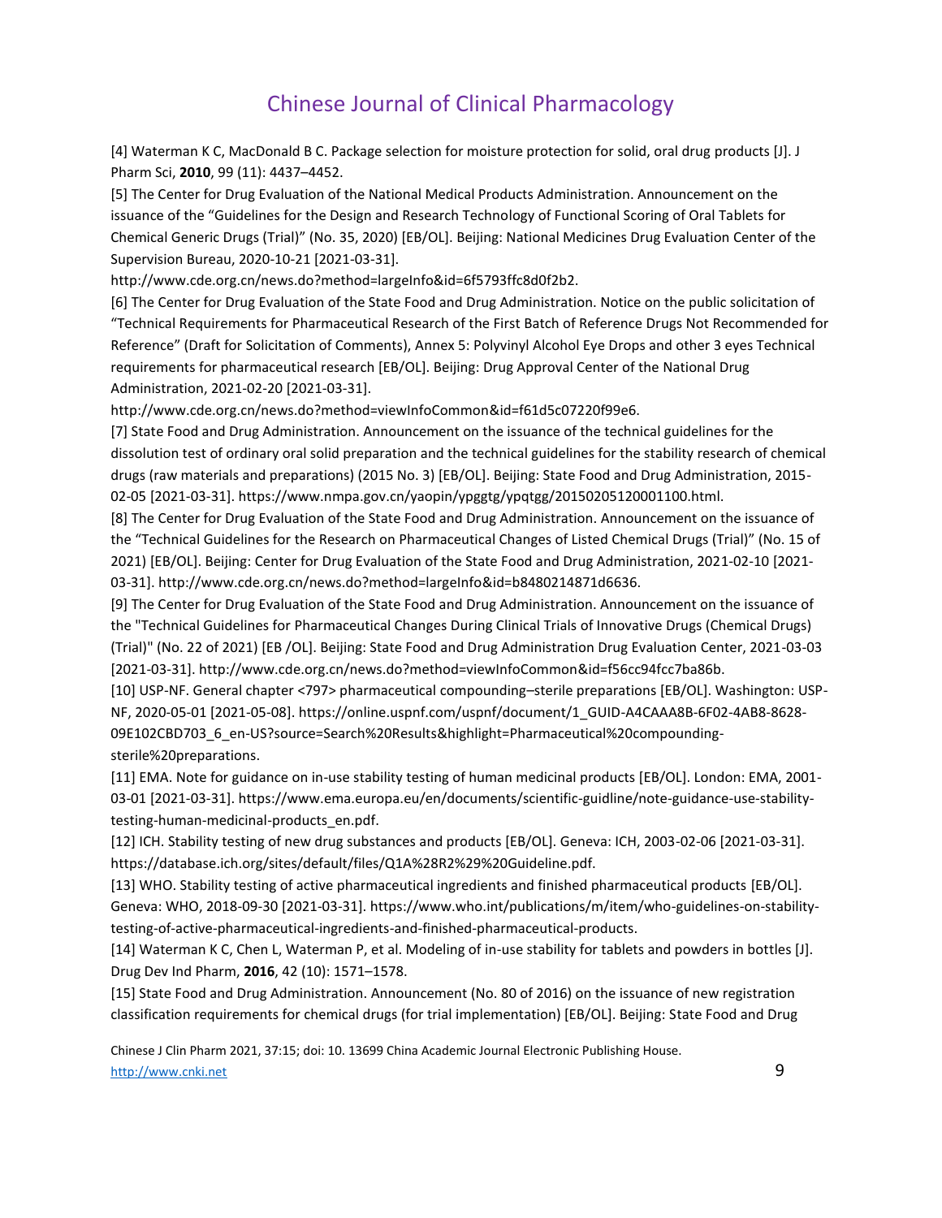[4] Waterman K C, MacDonald B C. Package selection for moisture protection for solid, oral drug products [J]. J Pharm Sci, **2010**, 99 (11): 4437–4452.

[5] The Center for Drug Evaluation of the National Medical Products Administration. Announcement on the issuance of the "Guidelines for the Design and Research Technology of Functional Scoring of Oral Tablets for Chemical Generic Drugs (Trial)" (No. 35, 2020) [EB/OL]. Beijing: National Medicines Drug Evaluation Center of the Supervision Bureau, 2020-10-21 [2021-03-31]. http://www.cde.org.cn/news.do?method=largeInfo&id=6f5793ffc8d0f2b2.

[6] The Center for Drug Evaluation of the State Food and Drug Administration. Notice on the public solicitation of "Technical Requirements for Pharmaceutical Research of the First Batch of Reference Drugs Not Recommended for Reference" (Draft for Solicitation of Comments), Annex 5: Polyvinyl Alcohol Eye Drops and other 3 eyes Technical requirements for pharmaceutical research [EB/OL]. Beijing: Drug Approval Center of the National Drug Administration, 2021-02-20 [2021-03-31]. http://www.cde.org.cn/news.do?method=viewInfoCommon&id=f61d5c07220f99e6.

[7] State Food and Drug Administration. Announcement on the issuance of the technical guidelines for the dissolution test of ordinary oral solid preparation and the technical guidelines for the stability research of chemical drugs (raw materials and preparations) (2015 No. 3) [EB/OL]. Beijing: State Food and Drug Administration, 2015-02-05 [2021-03-31]. https://www.nmpa.gov.cn/yaopin/ypggtg/ypqtgg/20150205120001100.html.

[8] The Center for Drug Evaluation of the State Food and Drug Administration. Announcement on the issuance of the "Technical Guidelines for the Research on Pharmaceutical Changes of Listed Chemical Drugs (Trial)" (No. 15 of 2021) [EB/OL]. Beijing: Center for Drug Evaluation of the State Food and Drug Administration, 2021-02-10 [2021-03-31]. http://www.cde.org.cn/news.do?method=largeInfo&id=b8480214871d6636.

[9] The Center for Drug Evaluation of the State Food and Drug Administration. Announcement on the issuance of the "Technical Guidelines for Pharmaceutical Changes During Clinical Trials of Innovative Drugs (Chemical Drugs) (Trial)" (No. 22 of 2021) [EB /OL]. Beijing: State Food and Drug Administration Drug Evaluation Center, 2021-03-03 [2021-03-31]. http://www.cde.org.cn/news.do?method=viewInfoCommon&id=f56cc94fcc7ba86b.

[10] USP-NF. General chapter <797> pharmaceutical compounding–sterile preparations [EB/OL]. Washington: USP-NF, 2020-05-01 [2021-05-08]. https://online.uspnf.com/uspnf/document/1_GUID-A4CAAA8B-6F02-4AB8-8628-09E102CBD703_6_en-US?source=Search%20Results&highlight=Pharmaceutical%20compounding-sterile%20preparations.

[11] EMA. Note for guidance on in-use stability testing of human medicinal products [EB/OL]. London: EMA, 2001-03-01 [2021-03-31]. https://www.ema.europa.eu/en/documents/scientific-guidline/note-guidance-use-stability-testing-human-medicinal-products_en.pdf.

[12] ICH. Stability testing of new drug substances and products [EB/OL]. Geneva: ICH, 2003-02-06 [2021-03-31]. https://database.ich.org/sites/default/files/Q1A%28R2%29%20Guideline.pdf.

[13] WHO. Stability testing of active pharmaceutical ingredients and finished pharmaceutical products [EB/OL]. Geneva: WHO, 2018-09-30 [2021-03-31]. https://www.who.int/publications/m/item/who-guidelines-on-stability-testing-of-active-pharmaceutical-ingredients-and-finished-pharmaceutical-products.

[14] Waterman K C, Chen L, Waterman P, et al. Modeling of in-use stability for tablets and powders in bottles [J]. Drug Dev Ind Pharm, **2016**, 42 (10): 1571–1578.

[15] State Food and Drug Administration. Announcement (No. 80 of 2016) on the issuance of new registration classification requirements for chemical drugs (for trial implementation) [EB/OL]. Beijing: State Food and Drug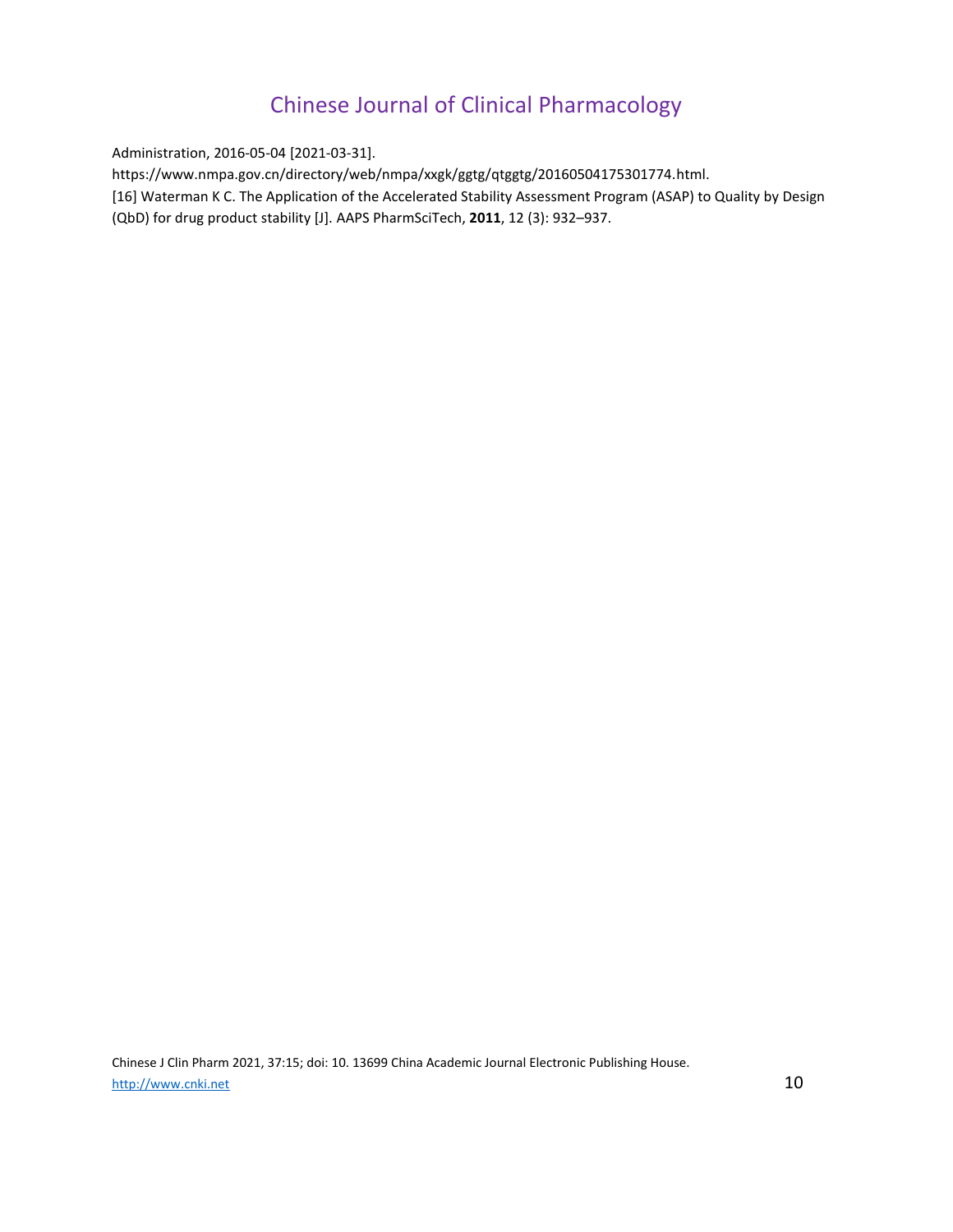Administration, 2016-05-04 [2021-03-31].
https://www.nmpa.gov.cn/directory/web/nmpa/xxgk/ggtg/qtggtg/20160504175301774.html.

[16] Waterman K C. The Application of the Accelerated Stability Assessment Program (ASAP) to Quality by Design (QbD) for drug product stability [J]. AAPS PharmSciTech, **2011**, 12 (3): 932–937.